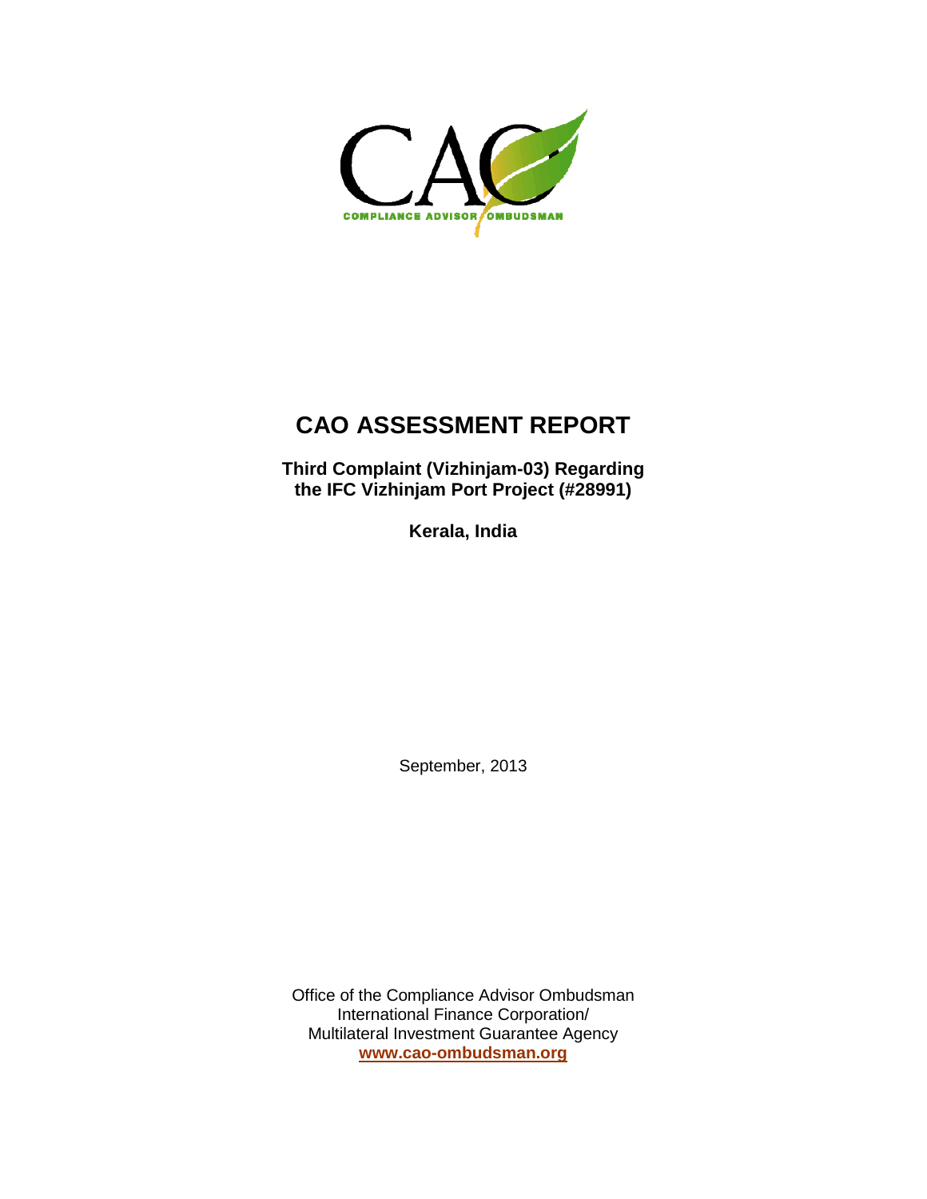CAO

COMPLIANCE ADVISOR OMBUDSMAN

# CAO ASSESSMENT REPORT

**Third Complaint (Vizhinjam-03) Regarding the IFC Vizhinjam Port Project (#28991)**

**Kerala, India**

September, 2013

Office of the Compliance Advisor Ombudsman
International Finance Corporation/
Multilateral Investment Guarantee Agency
**www.cao-ombudsman.org**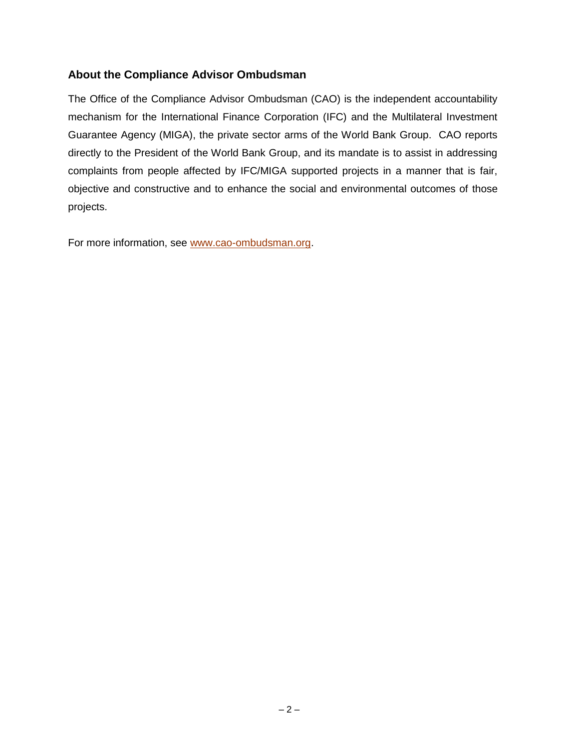## About the Compliance Advisor Ombudsman

The Office of the Compliance Advisor Ombudsman (CAO) is the independent accountability mechanism for the International Finance Corporation (IFC) and the Multilateral Investment Guarantee Agency (MIGA), the private sector arms of the World Bank Group. CAO reports directly to the President of the World Bank Group, and its mandate is to assist in addressing complaints from people affected by IFC/MIGA supported projects in a manner that is fair, objective and constructive and to enhance the social and environmental outcomes of those projects.

For more information, see [www.cao-ombudsman.org](http://www.cao-ombudsman.org).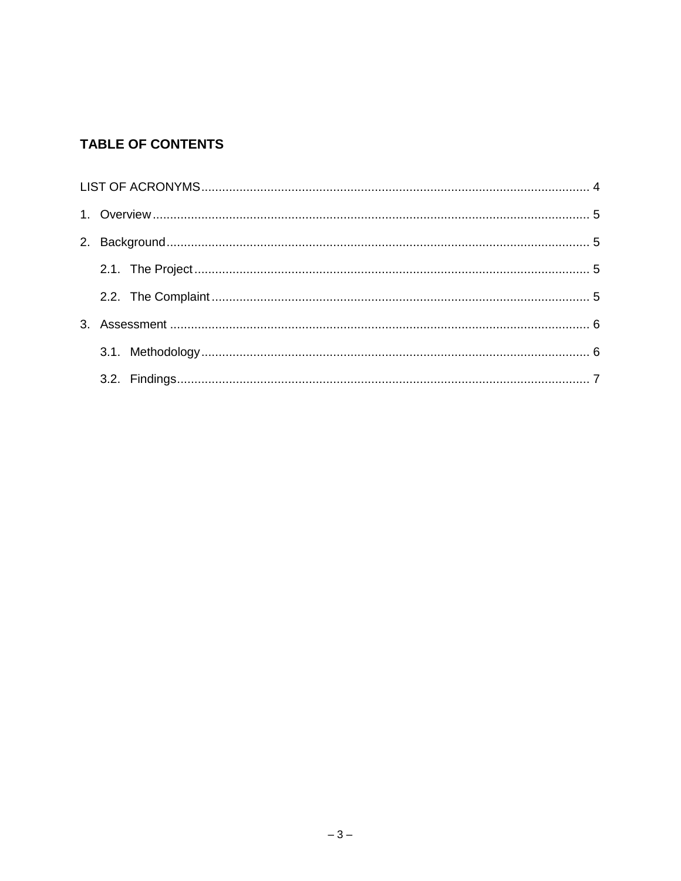## TABLE OF CONTENTS

LIST OF ACRONYMS ........................................................................................................... 4

1. Overview ........................................................................................................................ 5
2. Background ................................................................................................................... 5
   - 2.1. The Project ........................................................................................................... 5
   - 2.2. The Complaint ...................................................................................................... 5
3. Assessment .................................................................................................................. 6
   - 3.1. Methodology ......................................................................................................... 6
   - 3.2. Findings ................................................................................................................ 7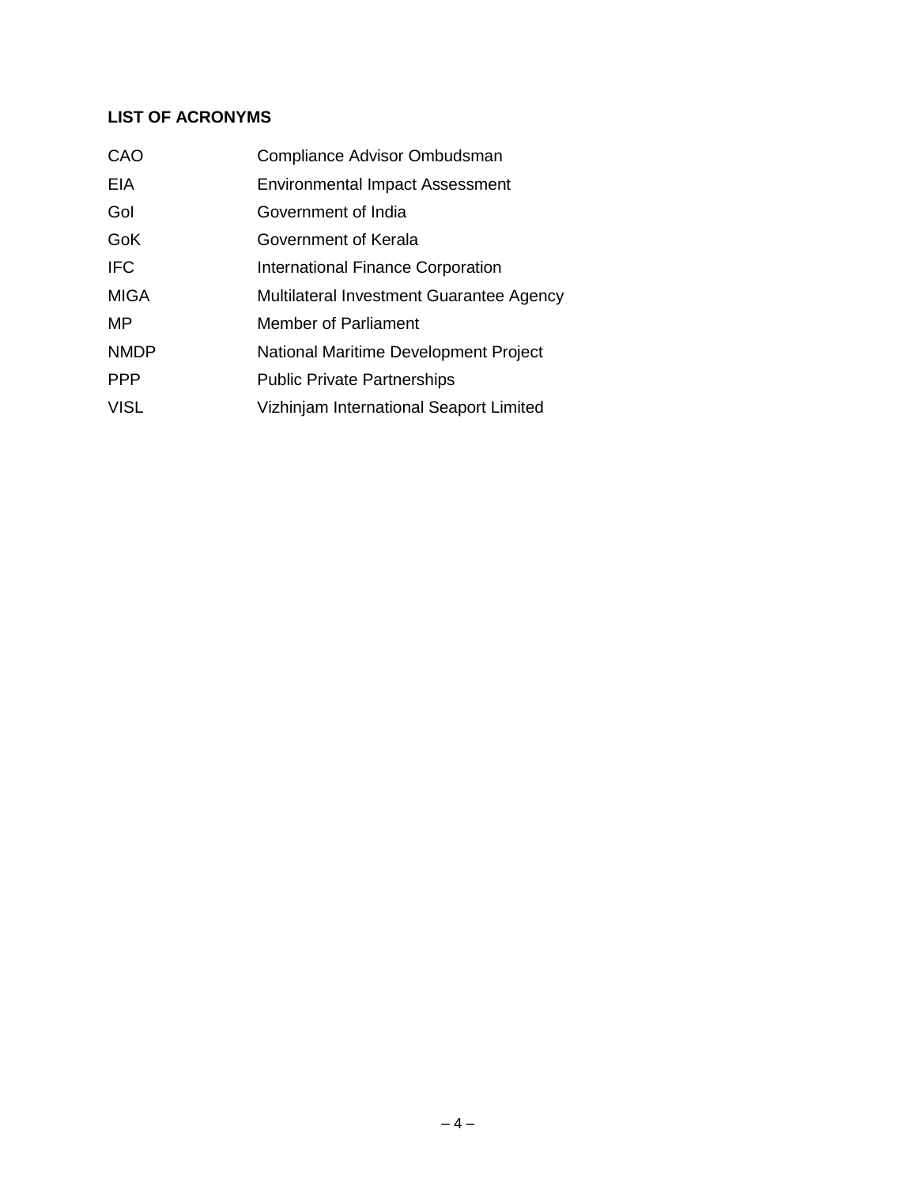**LIST OF ACRONYMS**

| | |
|---|---|
| CAO | Compliance Advisor Ombudsman |
| EIA | Environmental Impact Assessment |
| GoI | Government of India |
| GoK | Government of Kerala |
| IFC | International Finance Corporation |
| MIGA | Multilateral Investment Guarantee Agency |
| MP | Member of Parliament |
| NMDP | National Maritime Development Project |
| PPP | Public Private Partnerships |
| VISL | Vizhinjam International Seaport Limited |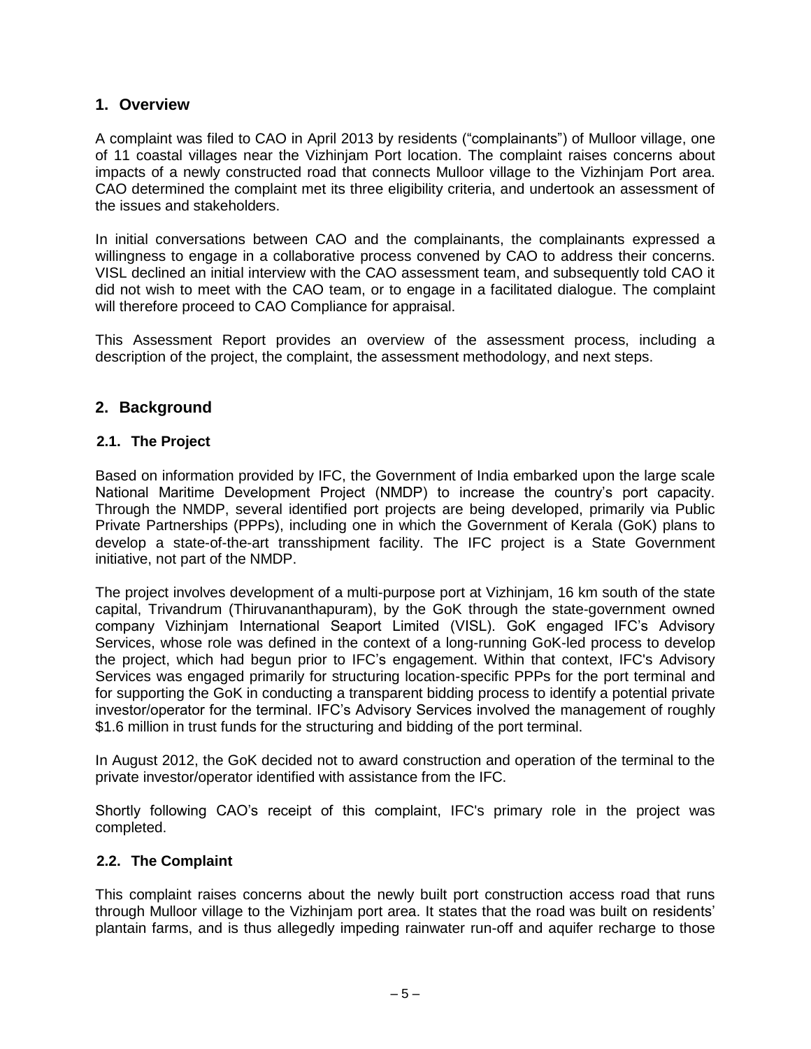## 1. Overview

A complaint was filed to CAO in April 2013 by residents ("complainants") of Mulloor village, one of 11 coastal villages near the Vizhinjam Port location. The complaint raises concerns about impacts of a newly constructed road that connects Mulloor village to the Vizhinjam Port area. CAO determined the complaint met its three eligibility criteria, and undertook an assessment of the issues and stakeholders.

In initial conversations between CAO and the complainants, the complainants expressed a willingness to engage in a collaborative process convened by CAO to address their concerns. VISL declined an initial interview with the CAO assessment team, and subsequently told CAO it did not wish to meet with the CAO team, or to engage in a facilitated dialogue. The complaint will therefore proceed to CAO Compliance for appraisal.

This Assessment Report provides an overview of the assessment process, including a description of the project, the complaint, the assessment methodology, and next steps.

## 2. Background

### 2.1. The Project

Based on information provided by IFC, the Government of India embarked upon the large scale National Maritime Development Project (NMDP) to increase the country's port capacity. Through the NMDP, several identified port projects are being developed, primarily via Public Private Partnerships (PPPs), including one in which the Government of Kerala (GoK) plans to develop a state-of-the-art transshipment facility. The IFC project is a State Government initiative, not part of the NMDP.

The project involves development of a multi-purpose port at Vizhinjam, 16 km south of the state capital, Trivandrum (Thiruvananthapuram), by the GoK through the state-government owned company Vizhinjam International Seaport Limited (VISL). GoK engaged IFC's Advisory Services, whose role was defined in the context of a long-running GoK-led process to develop the project, which had begun prior to IFC's engagement. Within that context, IFC's Advisory Services was engaged primarily for structuring location-specific PPPs for the port terminal and for supporting the GoK in conducting a transparent bidding process to identify a potential private investor/operator for the terminal. IFC's Advisory Services involved the management of roughly $1.6 million in trust funds for the structuring and bidding of the port terminal.

In August 2012, the GoK decided not to award construction and operation of the terminal to the private investor/operator identified with assistance from the IFC.

Shortly following CAO's receipt of this complaint, IFC's primary role in the project was completed.

### 2.2. The Complaint

This complaint raises concerns about the newly built port construction access road that runs through Mulloor village to the Vizhinjam port area. It states that the road was built on residents' plantain farms, and is thus allegedly impeding rainwater run-off and aquifer recharge to those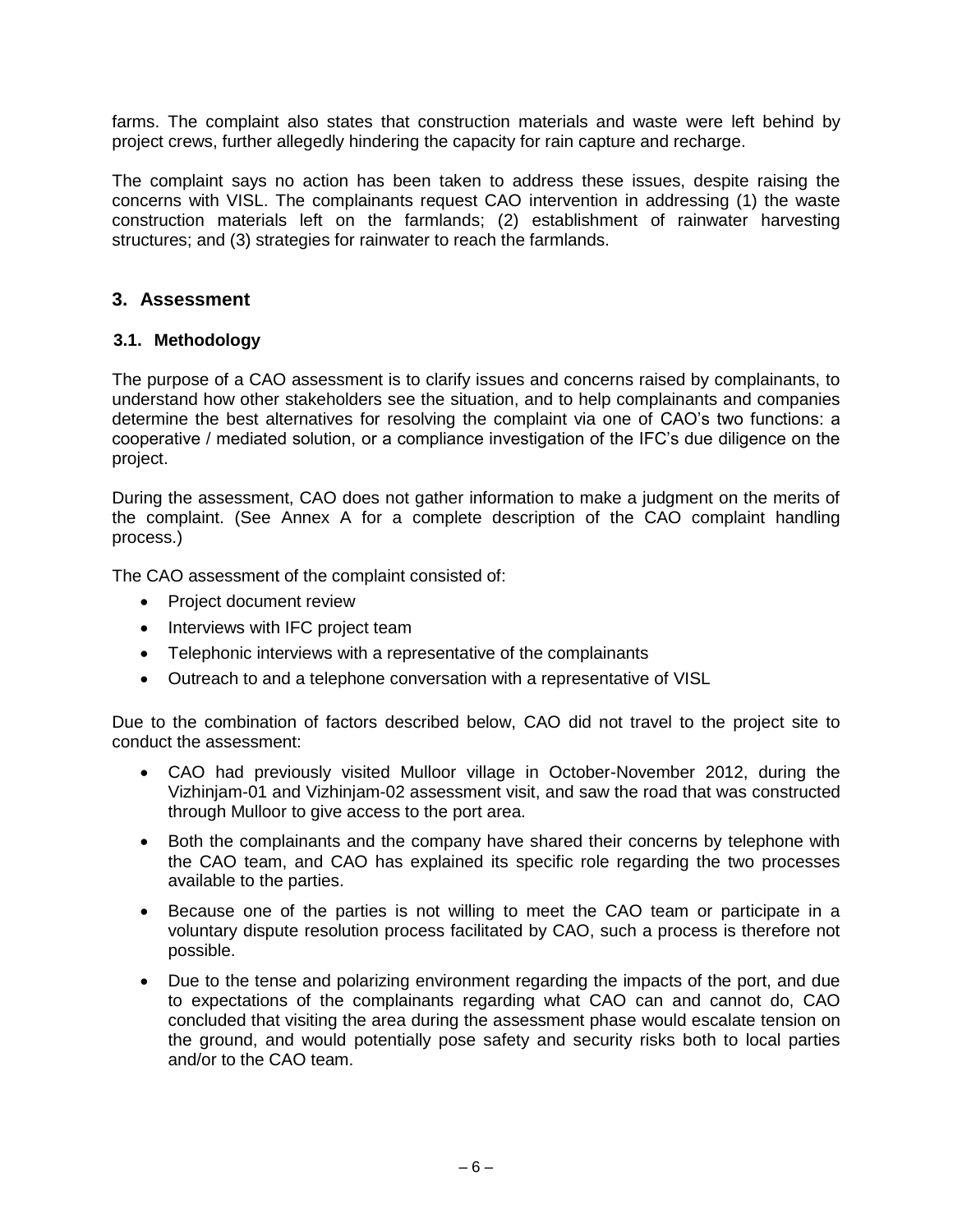farms. The complaint also states that construction materials and waste were left behind by project crews, further allegedly hindering the capacity for rain capture and recharge.

The complaint says no action has been taken to address these issues, despite raising the concerns with VISL. The complainants request CAO intervention in addressing (1) the waste construction materials left on the farmlands; (2) establishment of rainwater harvesting structures; and (3) strategies for rainwater to reach the farmlands.

## 3. Assessment

### 3.1. Methodology

The purpose of a CAO assessment is to clarify issues and concerns raised by complainants, to understand how other stakeholders see the situation, and to help complainants and companies determine the best alternatives for resolving the complaint via one of CAO's two functions: a cooperative / mediated solution, or a compliance investigation of the IFC's due diligence on the project.

During the assessment, CAO does not gather information to make a judgment on the merits of the complaint. (See Annex A for a complete description of the CAO complaint handling process.)

The CAO assessment of the complaint consisted of:

- Project document review
- Interviews with IFC project team
- Telephonic interviews with a representative of the complainants
- Outreach to and a telephone conversation with a representative of VISL

Due to the combination of factors described below, CAO did not travel to the project site to conduct the assessment:

- CAO had previously visited Mulloor village in October-November 2012, during the Vizhinjam-01 and Vizhinjam-02 assessment visit, and saw the road that was constructed through Mulloor to give access to the port area.
- Both the complainants and the company have shared their concerns by telephone with the CAO team, and CAO has explained its specific role regarding the two processes available to the parties.
- Because one of the parties is not willing to meet the CAO team or participate in a voluntary dispute resolution process facilitated by CAO, such a process is therefore not possible.
- Due to the tense and polarizing environment regarding the impacts of the port, and due to expectations of the complainants regarding what CAO can and cannot do, CAO concluded that visiting the area during the assessment phase would escalate tension on the ground, and would potentially pose safety and security risks both to local parties and/or to the CAO team.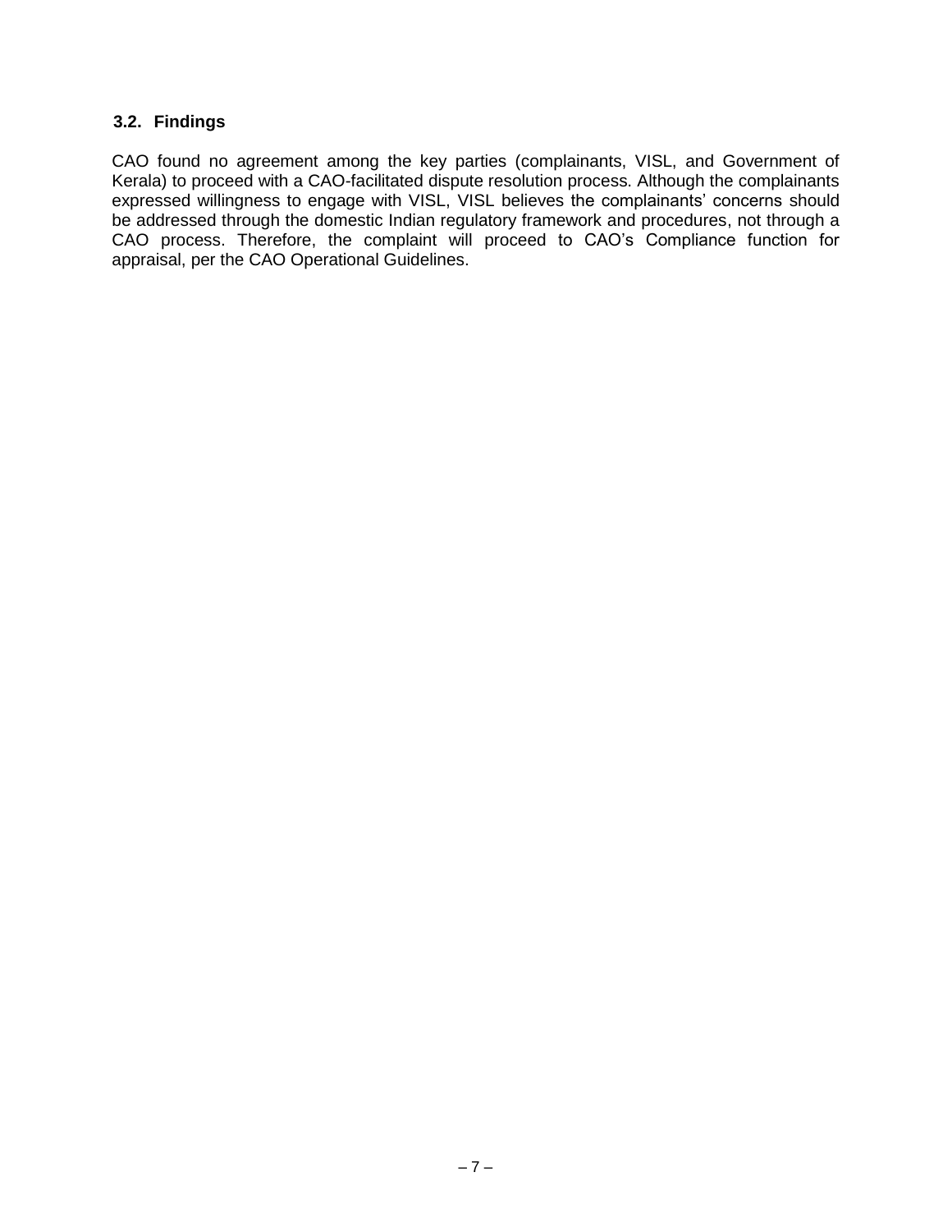### 3.2. Findings

CAO found no agreement among the key parties (complainants, VISL, and Government of Kerala) to proceed with a CAO-facilitated dispute resolution process. Although the complainants expressed willingness to engage with VISL, VISL believes the complainants' concerns should be addressed through the domestic Indian regulatory framework and procedures, not through a CAO process. Therefore, the complaint will proceed to CAO's Compliance function for appraisal, per the CAO Operational Guidelines.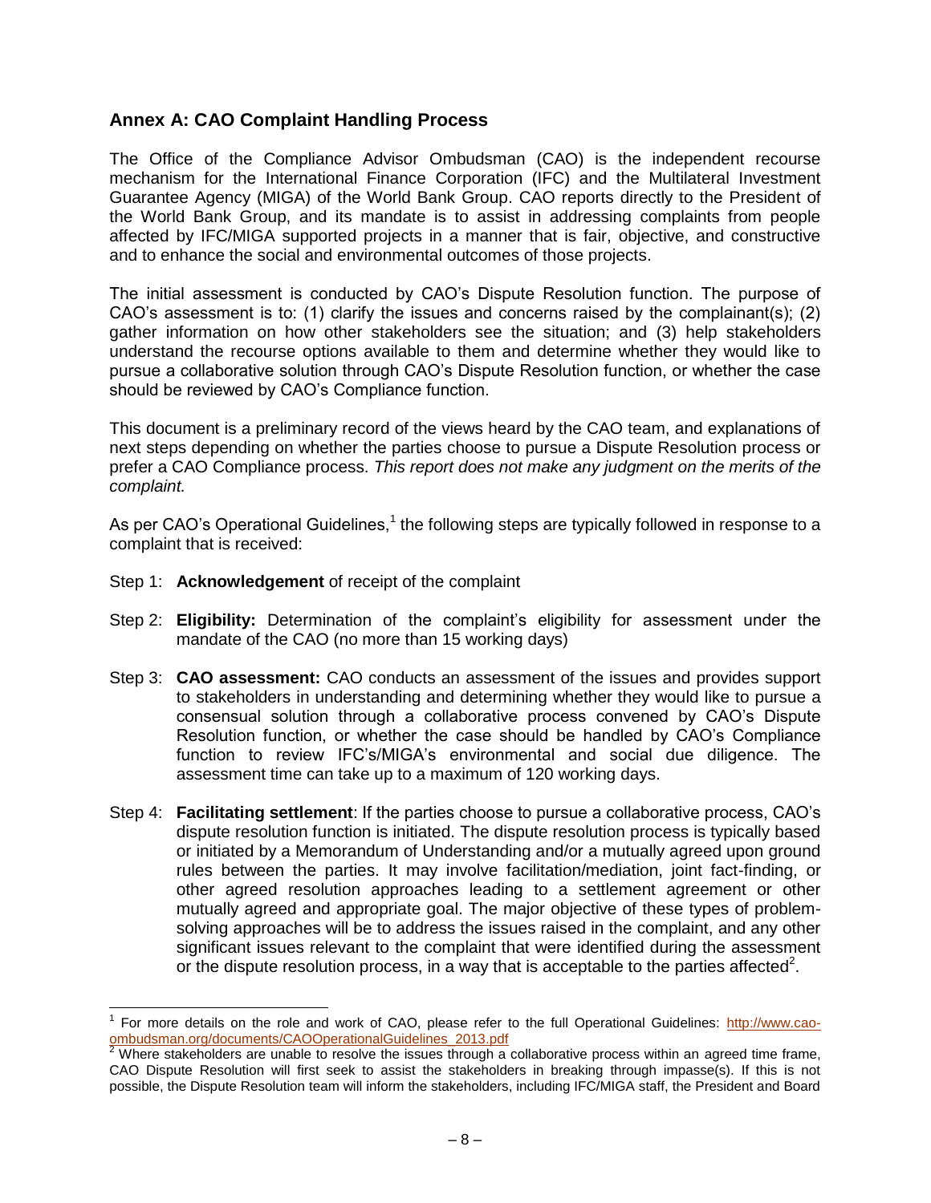## Annex A: CAO Complaint Handling Process

The Office of the Compliance Advisor Ombudsman (CAO) is the independent recourse mechanism for the International Finance Corporation (IFC) and the Multilateral Investment Guarantee Agency (MIGA) of the World Bank Group. CAO reports directly to the President of the World Bank Group, and its mandate is to assist in addressing complaints from people affected by IFC/MIGA supported projects in a manner that is fair, objective, and constructive and to enhance the social and environmental outcomes of those projects.

The initial assessment is conducted by CAO's Dispute Resolution function. The purpose of CAO's assessment is to: (1) clarify the issues and concerns raised by the complainant(s); (2) gather information on how other stakeholders see the situation; and (3) help stakeholders understand the recourse options available to them and determine whether they would like to pursue a collaborative solution through CAO's Dispute Resolution function, or whether the case should be reviewed by CAO's Compliance function.

This document is a preliminary record of the views heard by the CAO team, and explanations of next steps depending on whether the parties choose to pursue a Dispute Resolution process or prefer a CAO Compliance process. *This report does not make any judgment on the merits of the complaint.*

As per CAO's Operational Guidelines,[1] the following steps are typically followed in response to a complaint that is received:

Step 1: **Acknowledgement** of receipt of the complaint

Step 2: **Eligibility:** Determination of the complaint's eligibility for assessment under the mandate of the CAO (no more than 15 working days)

Step 3: **CAO assessment:** CAO conducts an assessment of the issues and provides support to stakeholders in understanding and determining whether they would like to pursue a consensual solution through a collaborative process convened by CAO's Dispute Resolution function, or whether the case should be handled by CAO's Compliance function to review IFC's/MIGA's environmental and social due diligence. The assessment time can take up to a maximum of 120 working days.

Step 4: **Facilitating settlement**: If the parties choose to pursue a collaborative process, CAO's dispute resolution function is initiated. The dispute resolution process is typically based or initiated by a Memorandum of Understanding and/or a mutually agreed upon ground rules between the parties. It may involve facilitation/mediation, joint fact-finding, or other agreed resolution approaches leading to a settlement agreement or other mutually agreed and appropriate goal. The major objective of these types of problem-solving approaches will be to address the issues raised in the complaint, and any other significant issues relevant to the complaint that were identified during the assessment or the dispute resolution process, in a way that is acceptable to the parties affected[2].

---

[1] For more details on the role and work of CAO, please refer to the full Operational Guidelines: http://www.cao-ombudsman.org/documents/CAOOperationalGuidelines_2013.pdf

[2] Where stakeholders are unable to resolve the issues through a collaborative process within an agreed time frame, CAO Dispute Resolution will first seek to assist the stakeholders in breaking through impasse(s). If this is not possible, the Dispute Resolution team will inform the stakeholders, including IFC/MIGA staff, the President and Board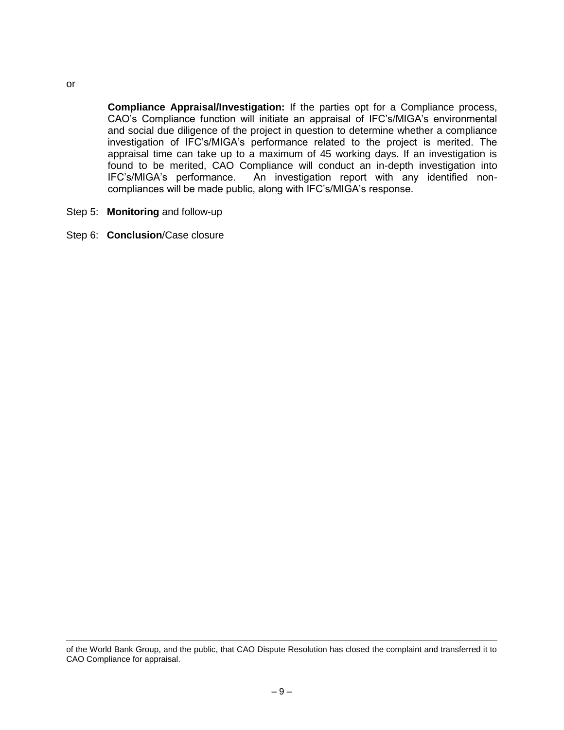or

> **Compliance Appraisal/Investigation:** If the parties opt for a Compliance process, CAO's Compliance function will initiate an appraisal of IFC's/MIGA's environmental and social due diligence of the project in question to determine whether a compliance investigation of IFC's/MIGA's performance related to the project is merited. The appraisal time can take up to a maximum of 45 working days. If an investigation is found to be merited, CAO Compliance will conduct an in-depth investigation into IFC's/MIGA's performance. An investigation report with any identified non-compliances will be made public, along with IFC's/MIGA's response.

Step 5: **Monitoring** and follow-up

Step 6: **Conclusion**/Case closure

---

of the World Bank Group, and the public, that CAO Dispute Resolution has closed the complaint and transferred it to CAO Compliance for appraisal.